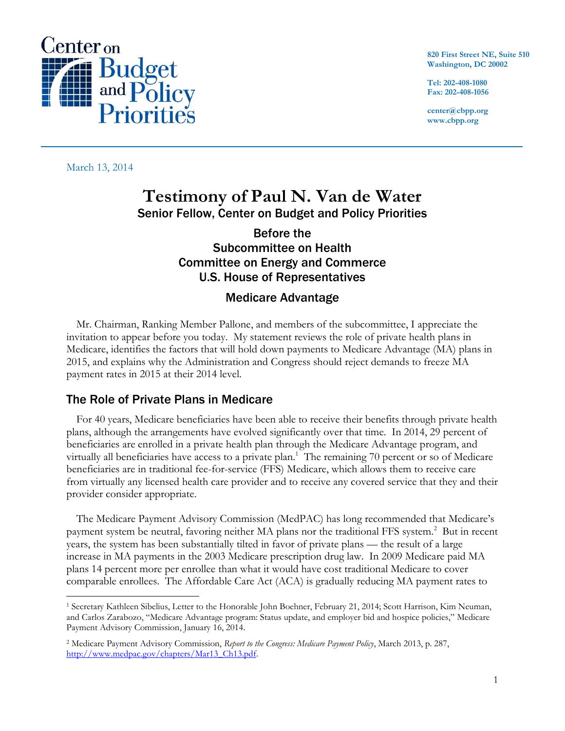Center on Budget and Policy Priorities

820 First Street NE, Suite 510
Washington, DC 20002

Tel: 202-408-1080
Fax: 202-408-1056

center@cbpp.org
www.cbpp.org

March 13, 2014

# Testimony of Paul N. Van de Water

Senior Fellow, Center on Budget and Policy Priorities

Before the
Subcommittee on Health
Committee on Energy and Commerce
U.S. House of Representatives

Medicare Advantage

Mr. Chairman, Ranking Member Pallone, and members of the subcommittee, I appreciate the invitation to appear before you today. My statement reviews the role of private health plans in Medicare, identifies the factors that will hold down payments to Medicare Advantage (MA) plans in 2015, and explains why the Administration and Congress should reject demands to freeze MA payment rates in 2015 at their 2014 level.

## The Role of Private Plans in Medicare

For 40 years, Medicare beneficiaries have been able to receive their benefits through private health plans, although the arrangements have evolved significantly over that time. In 2014, 29 percent of beneficiaries are enrolled in a private health plan through the Medicare Advantage program, and virtually all beneficiaries have access to a private plan.[1] The remaining 70 percent or so of Medicare beneficiaries are in traditional fee-for-service (FFS) Medicare, which allows them to receive care from virtually any licensed health care provider and to receive any covered service that they and their provider consider appropriate.

The Medicare Payment Advisory Commission (MedPAC) has long recommended that Medicare's payment system be neutral, favoring neither MA plans nor the traditional FFS system.[2] But in recent years, the system has been substantially tilted in favor of private plans — the result of a large increase in MA payments in the 2003 Medicare prescription drug law. In 2009 Medicare paid MA plans 14 percent more per enrollee than what it would have cost traditional Medicare to cover comparable enrollees. The Affordable Care Act (ACA) is gradually reducing MA payment rates to

---

[1] Secretary Kathleen Sibelius, Letter to the Honorable John Boehner, February 21, 2014; Scott Harrison, Kim Neuman, and Carlos Zarabozo, "Medicare Advantage program: Status update, and employer bid and hospice policies," Medicare Payment Advisory Commission, January 16, 2014.

[2] Medicare Payment Advisory Commission, *Report to the Congress: Medicare Payment Policy*, March 2013, p. 287, http://www.medpac.gov/chapters/Mar13_Ch13.pdf.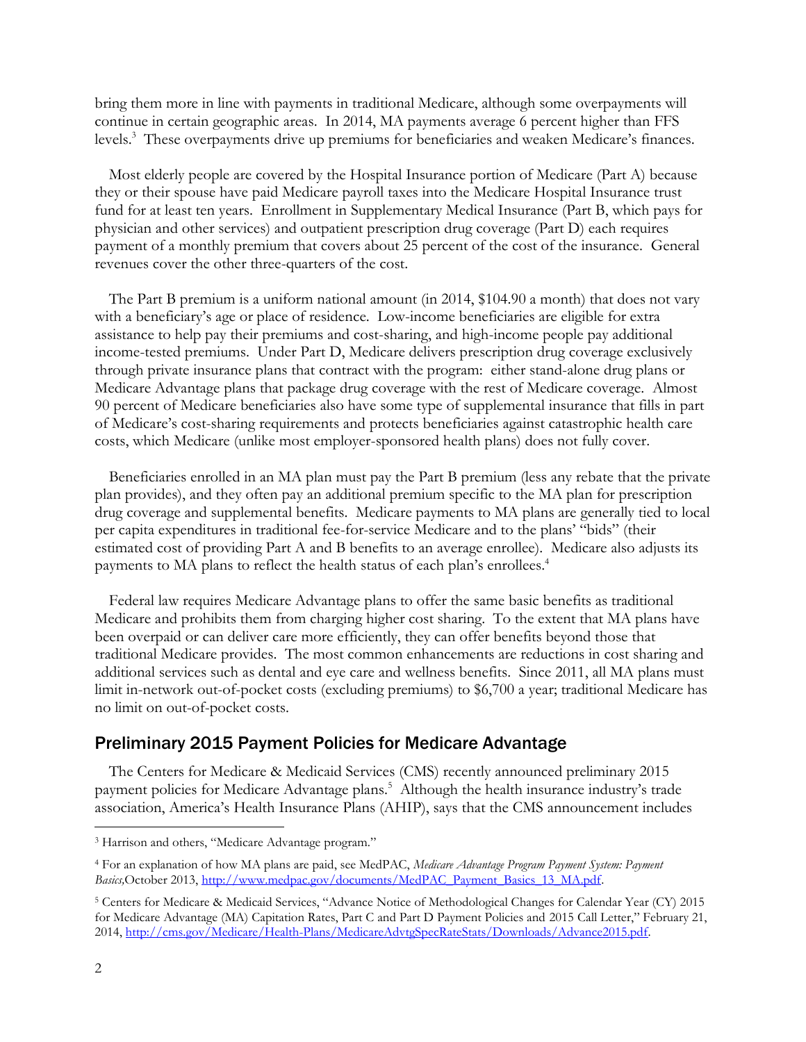bring them more in line with payments in traditional Medicare, although some overpayments will continue in certain geographic areas. In 2014, MA payments average 6 percent higher than FFS levels.[3] These overpayments drive up premiums for beneficiaries and weaken Medicare's finances.

Most elderly people are covered by the Hospital Insurance portion of Medicare (Part A) because they or their spouse have paid Medicare payroll taxes into the Medicare Hospital Insurance trust fund for at least ten years. Enrollment in Supplementary Medical Insurance (Part B, which pays for physician and other services) and outpatient prescription drug coverage (Part D) each requires payment of a monthly premium that covers about 25 percent of the cost of the insurance. General revenues cover the other three-quarters of the cost.

The Part B premium is a uniform national amount (in 2014, $104.90 a month) that does not vary with a beneficiary's age or place of residence. Low-income beneficiaries are eligible for extra assistance to help pay their premiums and cost-sharing, and high-income people pay additional income-tested premiums. Under Part D, Medicare delivers prescription drug coverage exclusively through private insurance plans that contract with the program: either stand-alone drug plans or Medicare Advantage plans that package drug coverage with the rest of Medicare coverage. Almost 90 percent of Medicare beneficiaries also have some type of supplemental insurance that fills in part of Medicare's cost-sharing requirements and protects beneficiaries against catastrophic health care costs, which Medicare (unlike most employer-sponsored health plans) does not fully cover.

Beneficiaries enrolled in an MA plan must pay the Part B premium (less any rebate that the private plan provides), and they often pay an additional premium specific to the MA plan for prescription drug coverage and supplemental benefits. Medicare payments to MA plans are generally tied to local per capita expenditures in traditional fee-for-service Medicare and to the plans' "bids" (their estimated cost of providing Part A and B benefits to an average enrollee). Medicare also adjusts its payments to MA plans to reflect the health status of each plan's enrollees.[4]

Federal law requires Medicare Advantage plans to offer the same basic benefits as traditional Medicare and prohibits them from charging higher cost sharing. To the extent that MA plans have been overpaid or can deliver care more efficiently, they can offer benefits beyond those that traditional Medicare provides. The most common enhancements are reductions in cost sharing and additional services such as dental and eye care and wellness benefits. Since 2011, all MA plans must limit in-network out-of-pocket costs (excluding premiums) to $6,700 a year; traditional Medicare has no limit on out-of-pocket costs.

## Preliminary 2015 Payment Policies for Medicare Advantage

The Centers for Medicare & Medicaid Services (CMS) recently announced preliminary 2015 payment policies for Medicare Advantage plans.[5] Although the health insurance industry's trade association, America's Health Insurance Plans (AHIP), says that the CMS announcement includes

---

[3] Harrison and others, "Medicare Advantage program."

[4] For an explanation of how MA plans are paid, see MedPAC, *Medicare Advantage Program Payment System: Payment Basics,*October 2013, http://www.medpac.gov/documents/MedPAC_Payment_Basics_13_MA.pdf.

[5] Centers for Medicare & Medicaid Services, "Advance Notice of Methodological Changes for Calendar Year (CY) 2015 for Medicare Advantage (MA) Capitation Rates, Part C and Part D Payment Policies and 2015 Call Letter," February 21, 2014, http://cms.gov/Medicare/Health-Plans/MedicareAdvtgSpecRateStats/Downloads/Advance2015.pdf.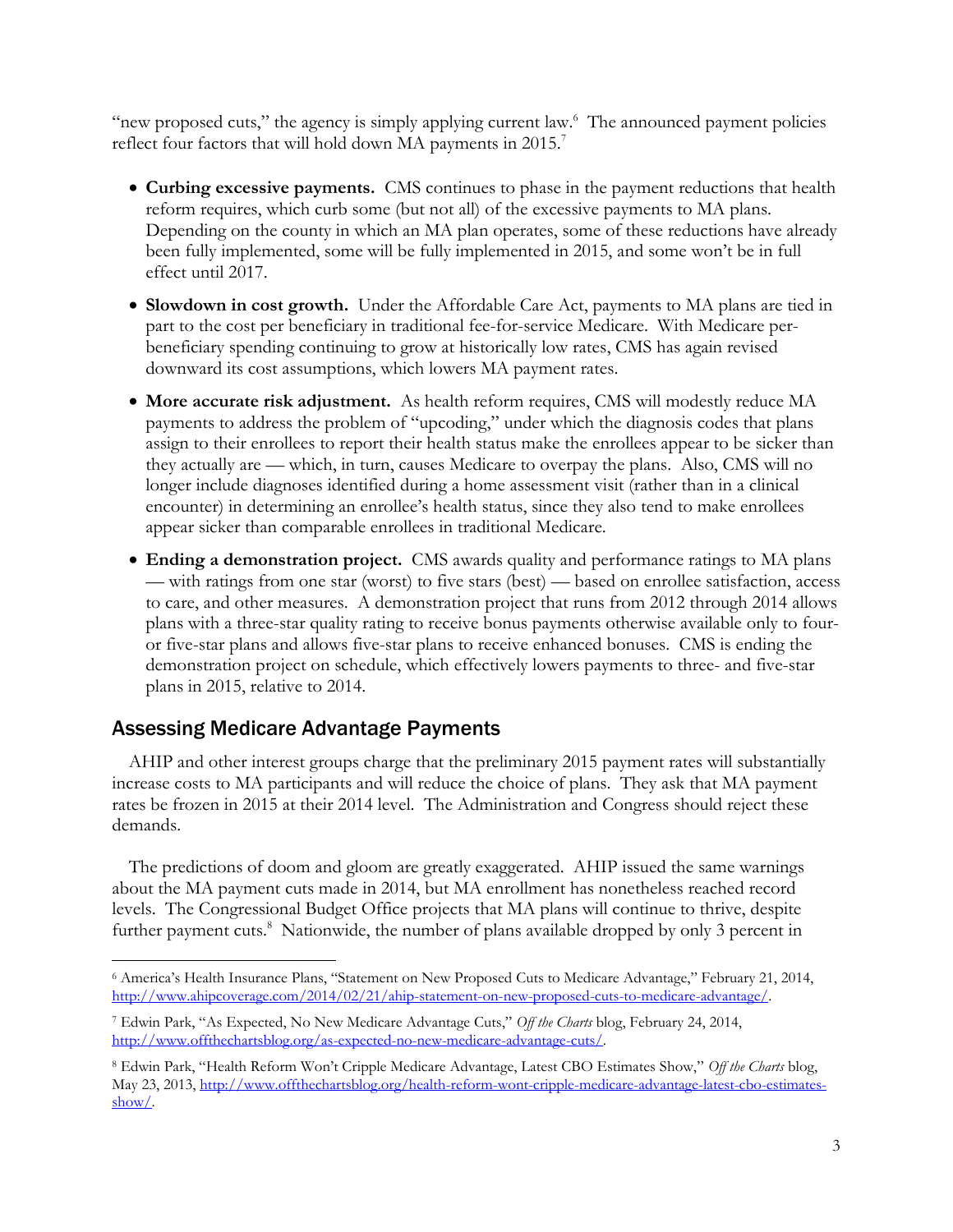"new proposed cuts," the agency is simply applying current law.[6] The announced payment policies reflect four factors that will hold down MA payments in 2015.[7]

- **Curbing excessive payments.** CMS continues to phase in the payment reductions that health reform requires, which curb some (but not all) of the excessive payments to MA plans. Depending on the county in which an MA plan operates, some of these reductions have already been fully implemented, some will be fully implemented in 2015, and some won't be in full effect until 2017.
- **Slowdown in cost growth.** Under the Affordable Care Act, payments to MA plans are tied in part to the cost per beneficiary in traditional fee-for-service Medicare. With Medicare per-beneficiary spending continuing to grow at historically low rates, CMS has again revised downward its cost assumptions, which lowers MA payment rates.
- **More accurate risk adjustment.** As health reform requires, CMS will modestly reduce MA payments to address the problem of "upcoding," under which the diagnosis codes that plans assign to their enrollees to report their health status make the enrollees appear to be sicker than they actually are — which, in turn, causes Medicare to overpay the plans. Also, CMS will no longer include diagnoses identified during a home assessment visit (rather than in a clinical encounter) in determining an enrollee's health status, since they also tend to make enrollees appear sicker than comparable enrollees in traditional Medicare.
- **Ending a demonstration project.** CMS awards quality and performance ratings to MA plans — with ratings from one star (worst) to five stars (best) — based on enrollee satisfaction, access to care, and other measures. A demonstration project that runs from 2012 through 2014 allows plans with a three-star quality rating to receive bonus payments otherwise available only to four- or five-star plans and allows five-star plans to receive enhanced bonuses. CMS is ending the demonstration project on schedule, which effectively lowers payments to three- and five-star plans in 2015, relative to 2014.

## Assessing Medicare Advantage Payments

AHIP and other interest groups charge that the preliminary 2015 payment rates will substantially increase costs to MA participants and will reduce the choice of plans. They ask that MA payment rates be frozen in 2015 at their 2014 level. The Administration and Congress should reject these demands.

The predictions of doom and gloom are greatly exaggerated. AHIP issued the same warnings about the MA payment cuts made in 2014, but MA enrollment has nonetheless reached record levels. The Congressional Budget Office projects that MA plans will continue to thrive, despite further payment cuts.[8] Nationwide, the number of plans available dropped by only 3 percent in

---

[6] America's Health Insurance Plans, "Statement on New Proposed Cuts to Medicare Advantage," February 21, 2014, http://www.ahipcoverage.com/2014/02/21/ahip-statement-on-new-proposed-cuts-to-medicare-advantage/.

[7] Edwin Park, "As Expected, No New Medicare Advantage Cuts," *Off the Charts* blog, February 24, 2014, http://www.offthechartsblog.org/as-expected-no-new-medicare-advantage-cuts/.

[8] Edwin Park, "Health Reform Won't Cripple Medicare Advantage, Latest CBO Estimates Show," *Off the Charts* blog, May 23, 2013, http://www.offthechartsblog.org/health-reform-wont-cripple-medicare-advantage-latest-cbo-estimates-show/.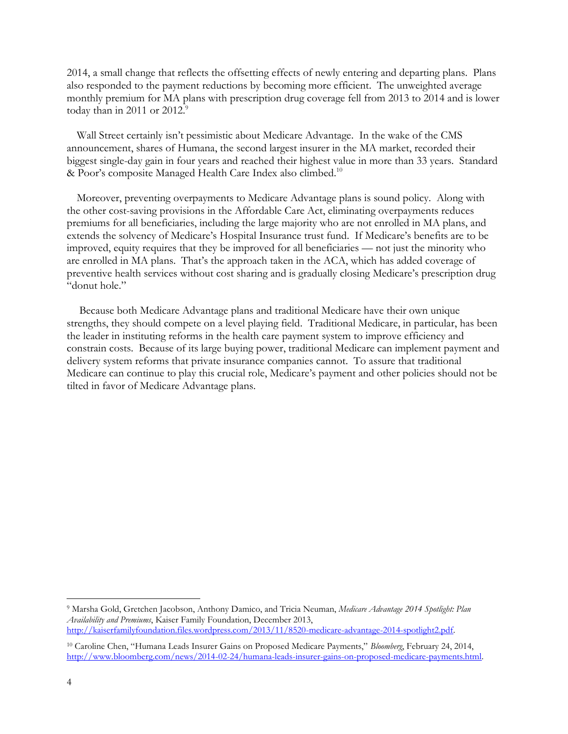2014, a small change that reflects the offsetting effects of newly entering and departing plans. Plans also responded to the payment reductions by becoming more efficient. The unweighted average monthly premium for MA plans with prescription drug coverage fell from 2013 to 2014 and is lower today than in 2011 or 2012.[9]

Wall Street certainly isn't pessimistic about Medicare Advantage. In the wake of the CMS announcement, shares of Humana, the second largest insurer in the MA market, recorded their biggest single-day gain in four years and reached their highest value in more than 33 years. Standard & Poor's composite Managed Health Care Index also climbed.[10]

Moreover, preventing overpayments to Medicare Advantage plans is sound policy. Along with the other cost-saving provisions in the Affordable Care Act, eliminating overpayments reduces premiums for all beneficiaries, including the large majority who are not enrolled in MA plans, and extends the solvency of Medicare's Hospital Insurance trust fund. If Medicare's benefits are to be improved, equity requires that they be improved for all beneficiaries — not just the minority who are enrolled in MA plans. That's the approach taken in the ACA, which has added coverage of preventive health services without cost sharing and is gradually closing Medicare's prescription drug "donut hole."

Because both Medicare Advantage plans and traditional Medicare have their own unique strengths, they should compete on a level playing field. Traditional Medicare, in particular, has been the leader in instituting reforms in the health care payment system to improve efficiency and constrain costs. Because of its large buying power, traditional Medicare can implement payment and delivery system reforms that private insurance companies cannot. To assure that traditional Medicare can continue to play this crucial role, Medicare's payment and other policies should not be tilted in favor of Medicare Advantage plans.

---

[9] Marsha Gold, Gretchen Jacobson, Anthony Damico, and Tricia Neuman, *Medicare Advantage 2014 Spotlight: Plan Availability and Premiums*, Kaiser Family Foundation, December 2013, http://kaiserfamilyfoundation.files.wordpress.com/2013/11/8520-medicare-advantage-2014-spotlight2.pdf.

[10] Caroline Chen, "Humana Leads Insurer Gains on Proposed Medicare Payments," *Bloomberg*, February 24, 2014, http://www.bloomberg.com/news/2014-02-24/humana-leads-insurer-gains-on-proposed-medicare-payments.html.